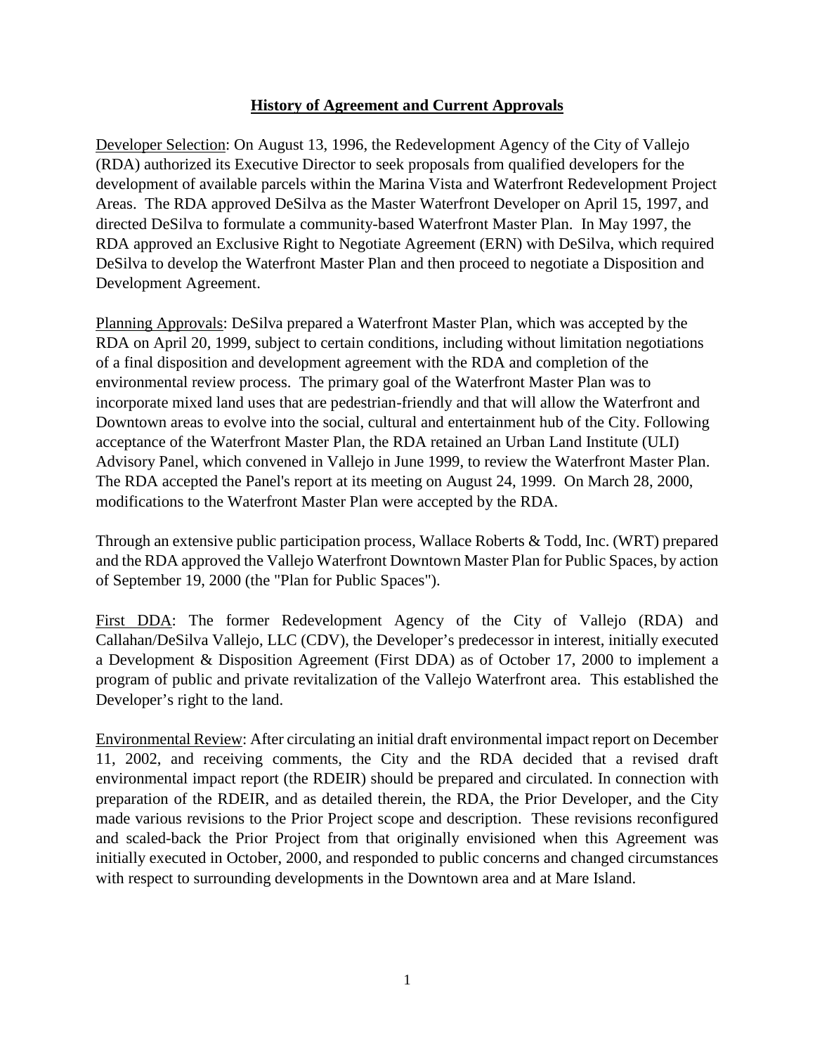## History of Agreement and Current Approvals

Developer Selection: On August 13, 1996, the Redevelopment Agency of the City of Vallejo (RDA) authorized its Executive Director to seek proposals from qualified developers for the development of available parcels within the Marina Vista and Waterfront Redevelopment Project Areas. The RDA approved DeSilva as the Master Waterfront Developer on April 15, 1997, and directed DeSilva to formulate a community-based Waterfront Master Plan. In May 1997, the RDA approved an Exclusive Right to Negotiate Agreement (ERN) with DeSilva, which required DeSilva to develop the Waterfront Master Plan and then proceed to negotiate a Disposition and Development Agreement.

Planning Approvals: DeSilva prepared a Waterfront Master Plan, which was accepted by the RDA on April 20, 1999, subject to certain conditions, including without limitation negotiations of a final disposition and development agreement with the RDA and completion of the environmental review process. The primary goal of the Waterfront Master Plan was to incorporate mixed land uses that are pedestrian-friendly and that will allow the Waterfront and Downtown areas to evolve into the social, cultural and entertainment hub of the City. Following acceptance of the Waterfront Master Plan, the RDA retained an Urban Land Institute (ULI) Advisory Panel, which convened in Vallejo in June 1999, to review the Waterfront Master Plan. The RDA accepted the Panel's report at its meeting on August 24, 1999. On March 28, 2000, modifications to the Waterfront Master Plan were accepted by the RDA.

Through an extensive public participation process, Wallace Roberts & Todd, Inc. (WRT) prepared and the RDA approved the Vallejo Waterfront Downtown Master Plan for Public Spaces, by action of September 19, 2000 (the "Plan for Public Spaces").

First DDA: The former Redevelopment Agency of the City of Vallejo (RDA) and Callahan/DeSilva Vallejo, LLC (CDV), the Developer's predecessor in interest, initially executed a Development & Disposition Agreement (First DDA) as of October 17, 2000 to implement a program of public and private revitalization of the Vallejo Waterfront area. This established the Developer's right to the land.

Environmental Review: After circulating an initial draft environmental impact report on December 11, 2002, and receiving comments, the City and the RDA decided that a revised draft environmental impact report (the RDEIR) should be prepared and circulated. In connection with preparation of the RDEIR, and as detailed therein, the RDA, the Prior Developer, and the City made various revisions to the Prior Project scope and description. These revisions reconfigured and scaled-back the Prior Project from that originally envisioned when this Agreement was initially executed in October, 2000, and responded to public concerns and changed circumstances with respect to surrounding developments in the Downtown area and at Mare Island.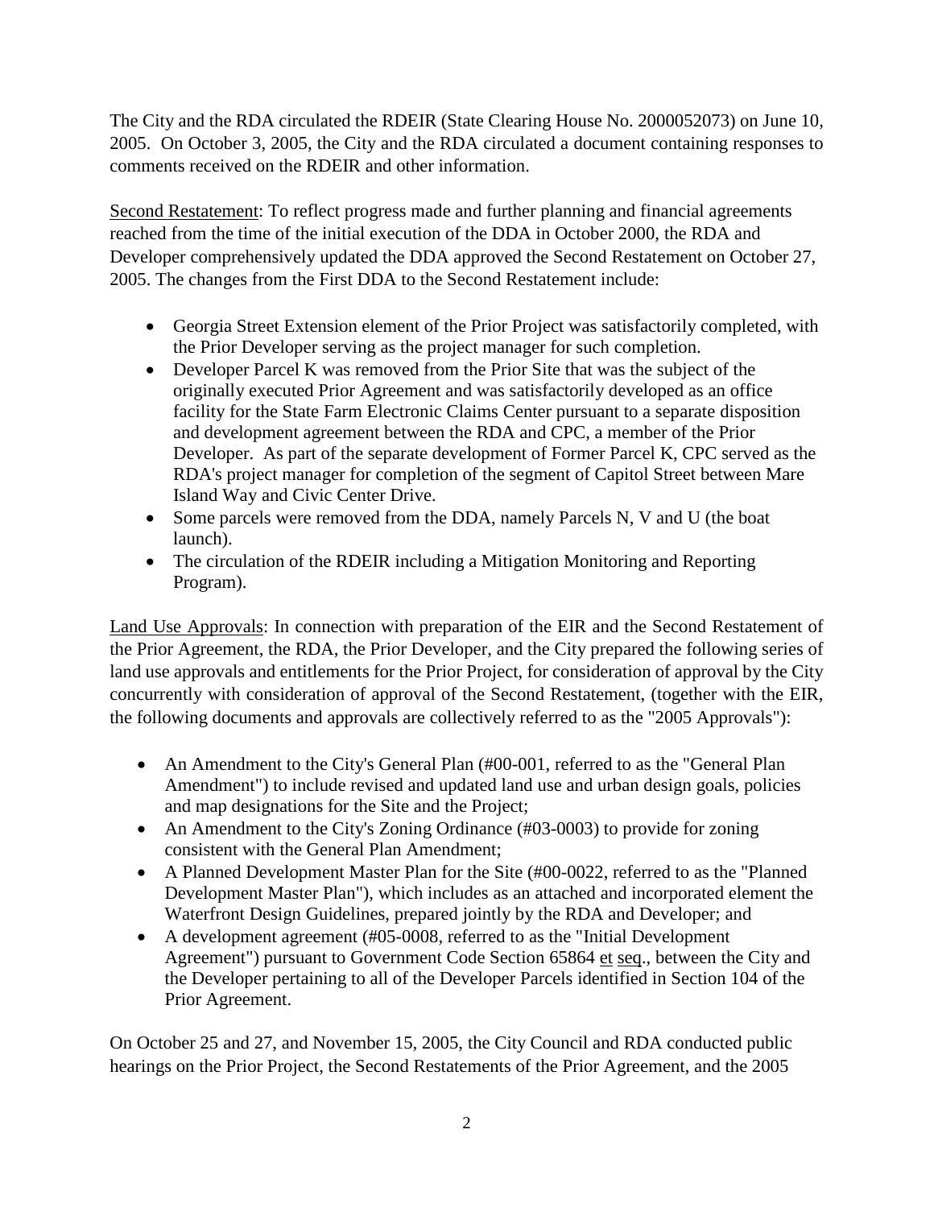The City and the RDA circulated the RDEIR (State Clearing House No. 2000052073) on June 10, 2005. On October 3, 2005, the City and the RDA circulated a document containing responses to comments received on the RDEIR and other information.

Second Restatement: To reflect progress made and further planning and financial agreements reached from the time of the initial execution of the DDA in October 2000, the RDA and Developer comprehensively updated the DDA approved the Second Restatement on October 27, 2005. The changes from the First DDA to the Second Restatement include:

- Georgia Street Extension element of the Prior Project was satisfactorily completed, with the Prior Developer serving as the project manager for such completion.
- Developer Parcel K was removed from the Prior Site that was the subject of the originally executed Prior Agreement and was satisfactorily developed as an office facility for the State Farm Electronic Claims Center pursuant to a separate disposition and development agreement between the RDA and CPC, a member of the Prior Developer. As part of the separate development of Former Parcel K, CPC served as the RDA's project manager for completion of the segment of Capitol Street between Mare Island Way and Civic Center Drive.
- Some parcels were removed from the DDA, namely Parcels N, V and U (the boat launch).
- The circulation of the RDEIR including a Mitigation Monitoring and Reporting Program).

Land Use Approvals: In connection with preparation of the EIR and the Second Restatement of the Prior Agreement, the RDA, the Prior Developer, and the City prepared the following series of land use approvals and entitlements for the Prior Project, for consideration of approval by the City concurrently with consideration of approval of the Second Restatement, (together with the EIR, the following documents and approvals are collectively referred to as the "2005 Approvals"):

- An Amendment to the City's General Plan (#00-001, referred to as the "General Plan Amendment") to include revised and updated land use and urban design goals, policies and map designations for the Site and the Project;
- An Amendment to the City's Zoning Ordinance (#03-0003) to provide for zoning consistent with the General Plan Amendment;
- A Planned Development Master Plan for the Site (#00-0022, referred to as the "Planned Development Master Plan"), which includes as an attached and incorporated element the Waterfront Design Guidelines, prepared jointly by the RDA and Developer; and
- A development agreement (#05-0008, referred to as the "Initial Development Agreement") pursuant to Government Code Section 65864 et seq., between the City and the Developer pertaining to all of the Developer Parcels identified in Section 104 of the Prior Agreement.

On October 25 and 27, and November 15, 2005, the City Council and RDA conducted public hearings on the Prior Project, the Second Restatements of the Prior Agreement, and the 2005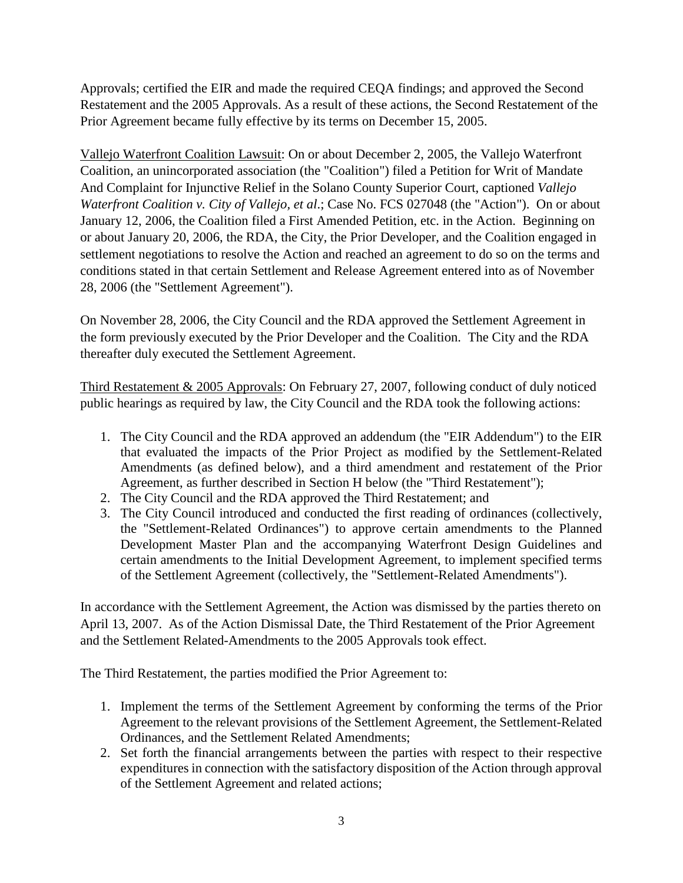Approvals; certified the EIR and made the required CEQA findings; and approved the Second Restatement and the 2005 Approvals. As a result of these actions, the Second Restatement of the Prior Agreement became fully effective by its terms on December 15, 2005.

<u>Vallejo Waterfront Coalition Lawsuit</u>: On or about December 2, 2005, the Vallejo Waterfront Coalition, an unincorporated association (the "Coalition") filed a Petition for Writ of Mandate And Complaint for Injunctive Relief in the Solano County Superior Court, captioned *Vallejo Waterfront Coalition v. City of Vallejo, et al*.; Case No. FCS 027048 (the "Action"). On or about January 12, 2006, the Coalition filed a First Amended Petition, etc. in the Action. Beginning on or about January 20, 2006, the RDA, the City, the Prior Developer, and the Coalition engaged in settlement negotiations to resolve the Action and reached an agreement to do so on the terms and conditions stated in that certain Settlement and Release Agreement entered into as of November 28, 2006 (the "Settlement Agreement").

On November 28, 2006, the City Council and the RDA approved the Settlement Agreement in the form previously executed by the Prior Developer and the Coalition. The City and the RDA thereafter duly executed the Settlement Agreement.

<u>Third Restatement & 2005 Approvals</u>: On February 27, 2007, following conduct of duly noticed public hearings as required by law, the City Council and the RDA took the following actions:

1. The City Council and the RDA approved an addendum (the "EIR Addendum") to the EIR that evaluated the impacts of the Prior Project as modified by the Settlement-Related Amendments (as defined below), and a third amendment and restatement of the Prior Agreement, as further described in Section H below (the "Third Restatement");
2. The City Council and the RDA approved the Third Restatement; and
3. The City Council introduced and conducted the first reading of ordinances (collectively, the "Settlement-Related Ordinances") to approve certain amendments to the Planned Development Master Plan and the accompanying Waterfront Design Guidelines and certain amendments to the Initial Development Agreement, to implement specified terms of the Settlement Agreement (collectively, the "Settlement-Related Amendments").

In accordance with the Settlement Agreement, the Action was dismissed by the parties thereto on April 13, 2007. As of the Action Dismissal Date, the Third Restatement of the Prior Agreement and the Settlement Related-Amendments to the 2005 Approvals took effect.

The Third Restatement, the parties modified the Prior Agreement to:

1. Implement the terms of the Settlement Agreement by conforming the terms of the Prior Agreement to the relevant provisions of the Settlement Agreement, the Settlement-Related Ordinances, and the Settlement Related Amendments;
2. Set forth the financial arrangements between the parties with respect to their respective expenditures in connection with the satisfactory disposition of the Action through approval of the Settlement Agreement and related actions;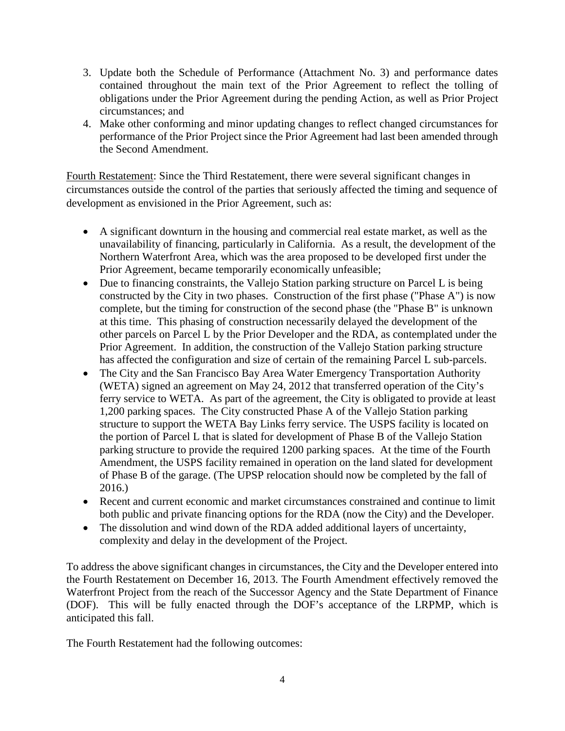3. Update both the Schedule of Performance (Attachment No. 3) and performance dates contained throughout the main text of the Prior Agreement to reflect the tolling of obligations under the Prior Agreement during the pending Action, as well as Prior Project circumstances; and
4. Make other conforming and minor updating changes to reflect changed circumstances for performance of the Prior Project since the Prior Agreement had last been amended through the Second Amendment.

Fourth Restatement: Since the Third Restatement, there were several significant changes in circumstances outside the control of the parties that seriously affected the timing and sequence of development as envisioned in the Prior Agreement, such as:

- A significant downturn in the housing and commercial real estate market, as well as the unavailability of financing, particularly in California. As a result, the development of the Northern Waterfront Area, which was the area proposed to be developed first under the Prior Agreement, became temporarily economically unfeasible;
- Due to financing constraints, the Vallejo Station parking structure on Parcel L is being constructed by the City in two phases. Construction of the first phase ("Phase A") is now complete, but the timing for construction of the second phase (the "Phase B" is unknown at this time. This phasing of construction necessarily delayed the development of the other parcels on Parcel L by the Prior Developer and the RDA, as contemplated under the Prior Agreement. In addition, the construction of the Vallejo Station parking structure has affected the configuration and size of certain of the remaining Parcel L sub-parcels.
- The City and the San Francisco Bay Area Water Emergency Transportation Authority (WETA) signed an agreement on May 24, 2012 that transferred operation of the City's ferry service to WETA. As part of the agreement, the City is obligated to provide at least 1,200 parking spaces. The City constructed Phase A of the Vallejo Station parking structure to support the WETA Bay Links ferry service. The USPS facility is located on the portion of Parcel L that is slated for development of Phase B of the Vallejo Station parking structure to provide the required 1200 parking spaces. At the time of the Fourth Amendment, the USPS facility remained in operation on the land slated for development of Phase B of the garage. (The UPSP relocation should now be completed by the fall of 2016.)
- Recent and current economic and market circumstances constrained and continue to limit both public and private financing options for the RDA (now the City) and the Developer.
- The dissolution and wind down of the RDA added additional layers of uncertainty, complexity and delay in the development of the Project.

To address the above significant changes in circumstances, the City and the Developer entered into the Fourth Restatement on December 16, 2013. The Fourth Amendment effectively removed the Waterfront Project from the reach of the Successor Agency and the State Department of Finance (DOF). This will be fully enacted through the DOF's acceptance of the LRPMP, which is anticipated this fall.

The Fourth Restatement had the following outcomes: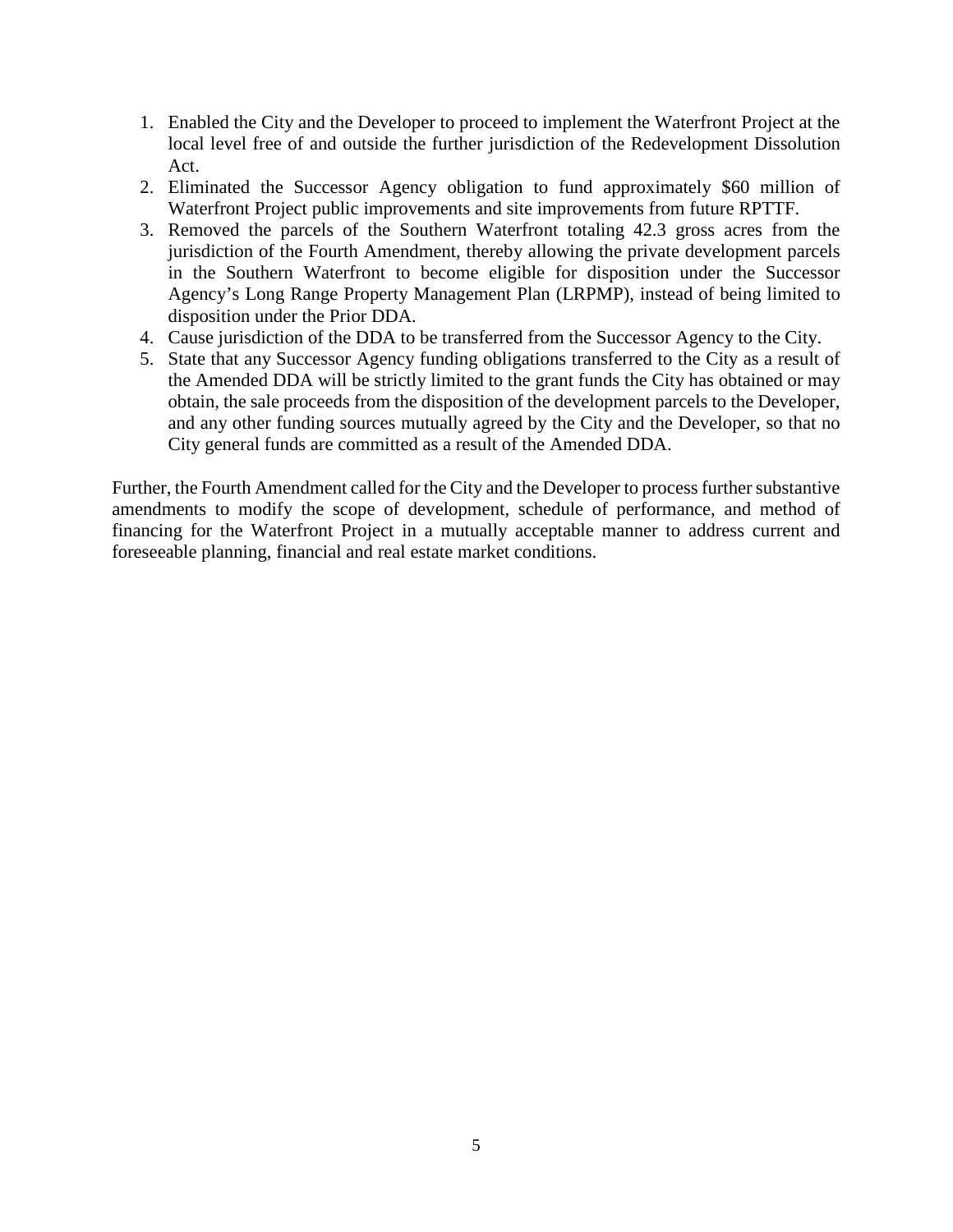1. Enabled the City and the Developer to proceed to implement the Waterfront Project at the local level free of and outside the further jurisdiction of the Redevelopment Dissolution Act.
2. Eliminated the Successor Agency obligation to fund approximately $60 million of Waterfront Project public improvements and site improvements from future RPTTF.
3. Removed the parcels of the Southern Waterfront totaling 42.3 gross acres from the jurisdiction of the Fourth Amendment, thereby allowing the private development parcels in the Southern Waterfront to become eligible for disposition under the Successor Agency's Long Range Property Management Plan (LRPMP), instead of being limited to disposition under the Prior DDA.
4. Cause jurisdiction of the DDA to be transferred from the Successor Agency to the City.
5. State that any Successor Agency funding obligations transferred to the City as a result of the Amended DDA will be strictly limited to the grant funds the City has obtained or may obtain, the sale proceeds from the disposition of the development parcels to the Developer, and any other funding sources mutually agreed by the City and the Developer, so that no City general funds are committed as a result of the Amended DDA.

Further, the Fourth Amendment called for the City and the Developer to process further substantive amendments to modify the scope of development, schedule of performance, and method of financing for the Waterfront Project in a mutually acceptable manner to address current and foreseeable planning, financial and real estate market conditions.